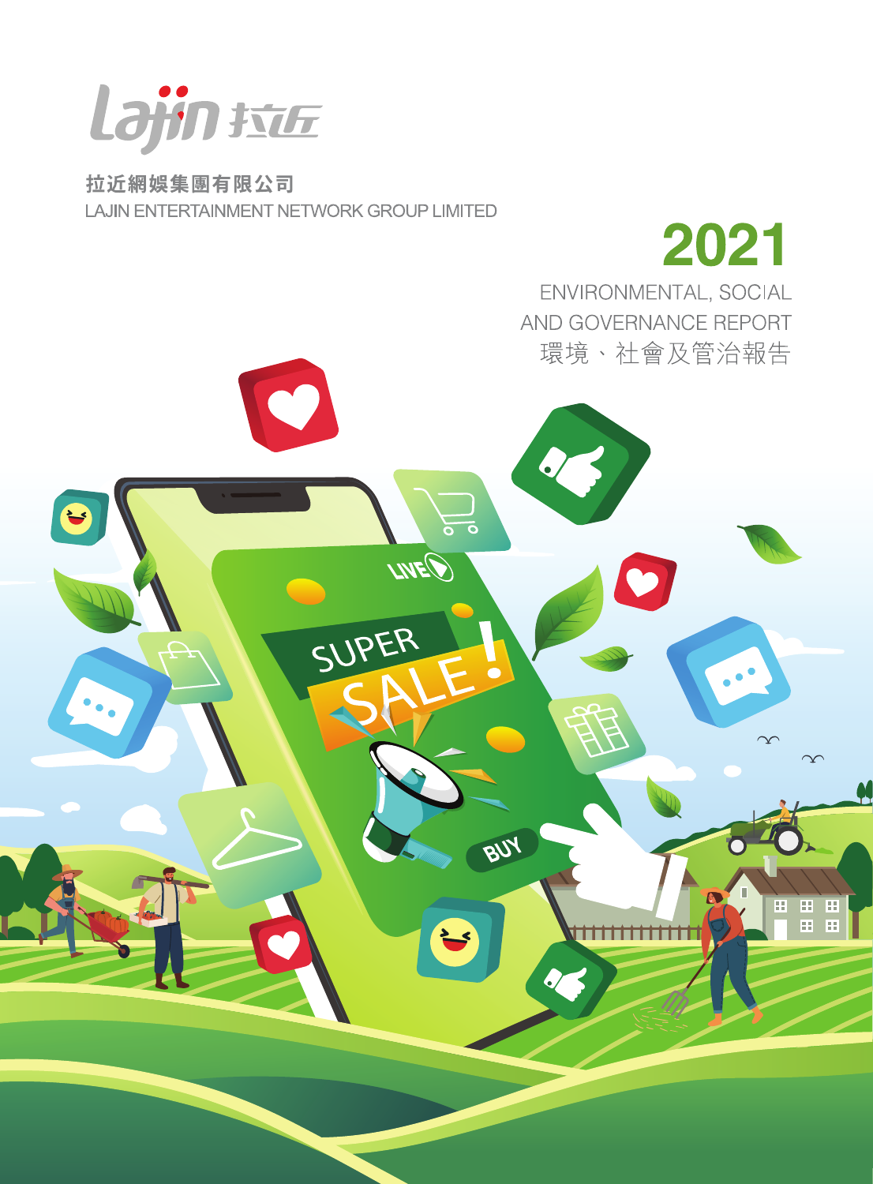拉近網娛集團有限公司

LAJIN ENTERTAINMENT NETWORK GROUP LIMITED

# 2021

ENVIRONMENTAL, SOCIAL AND GOVERNANCE REPORT

環境、社會及管治報告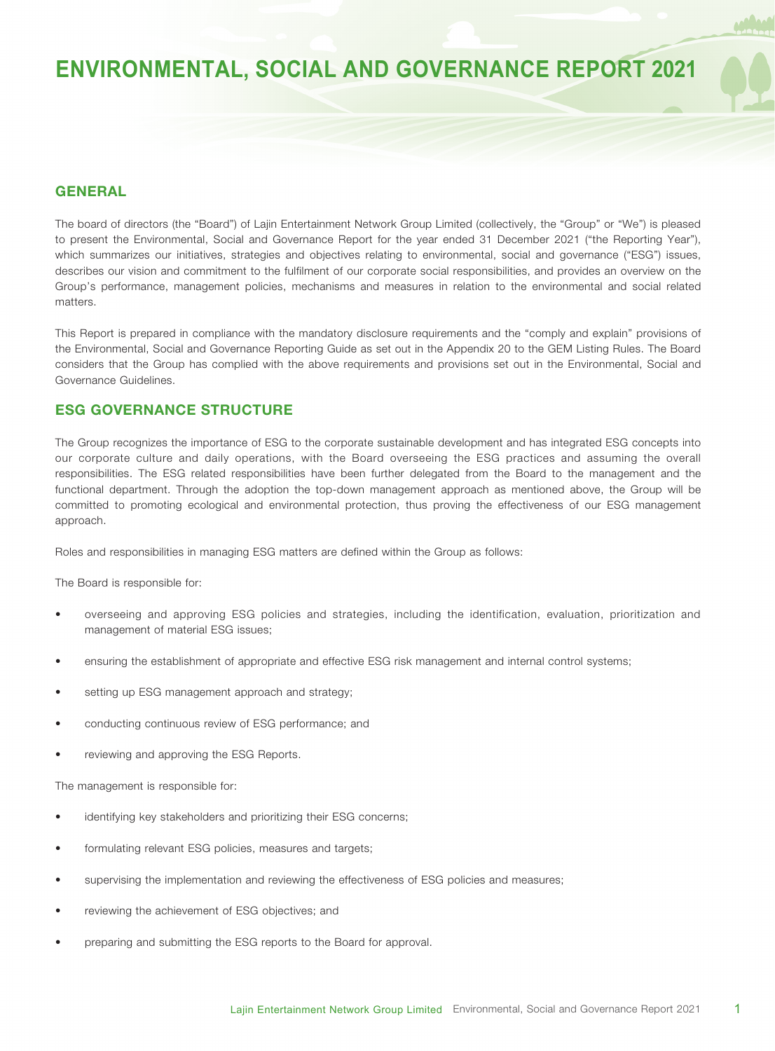# ENVIRONMENTAL, SOCIAL AND GOVERNANCE REPORT 2021

## GENERAL

The board of directors (the "Board") of Lajin Entertainment Network Group Limited (collectively, the "Group" or "We") is pleased to present the Environmental, Social and Governance Report for the year ended 31 December 2021 ("the Reporting Year"), which summarizes our initiatives, strategies and objectives relating to environmental, social and governance ("ESG") issues, describes our vision and commitment to the fulfilment of our corporate social responsibilities, and provides an overview on the Group's performance, management policies, mechanisms and measures in relation to the environmental and social related matters.

This Report is prepared in compliance with the mandatory disclosure requirements and the "comply and explain" provisions of the Environmental, Social and Governance Reporting Guide as set out in the Appendix 20 to the GEM Listing Rules. The Board considers that the Group has complied with the above requirements and provisions set out in the Environmental, Social and Governance Guidelines.

## ESG GOVERNANCE STRUCTURE

The Group recognizes the importance of ESG to the corporate sustainable development and has integrated ESG concepts into our corporate culture and daily operations, with the Board overseeing the ESG practices and assuming the overall responsibilities. The ESG related responsibilities have been further delegated from the Board to the management and the functional department. Through the adoption the top-down management approach as mentioned above, the Group will be committed to promoting ecological and environmental protection, thus proving the effectiveness of our ESG management approach.

Roles and responsibilities in managing ESG matters are defined within the Group as follows:

The Board is responsible for:

- overseeing and approving ESG policies and strategies, including the identification, evaluation, prioritization and management of material ESG issues;
- ensuring the establishment of appropriate and effective ESG risk management and internal control systems;
- setting up ESG management approach and strategy;
- conducting continuous review of ESG performance; and
- reviewing and approving the ESG Reports.

The management is responsible for:

- identifying key stakeholders and prioritizing their ESG concerns;
- formulating relevant ESG policies, measures and targets;
- supervising the implementation and reviewing the effectiveness of ESG policies and measures;
- reviewing the achievement of ESG objectives; and
- preparing and submitting the ESG reports to the Board for approval.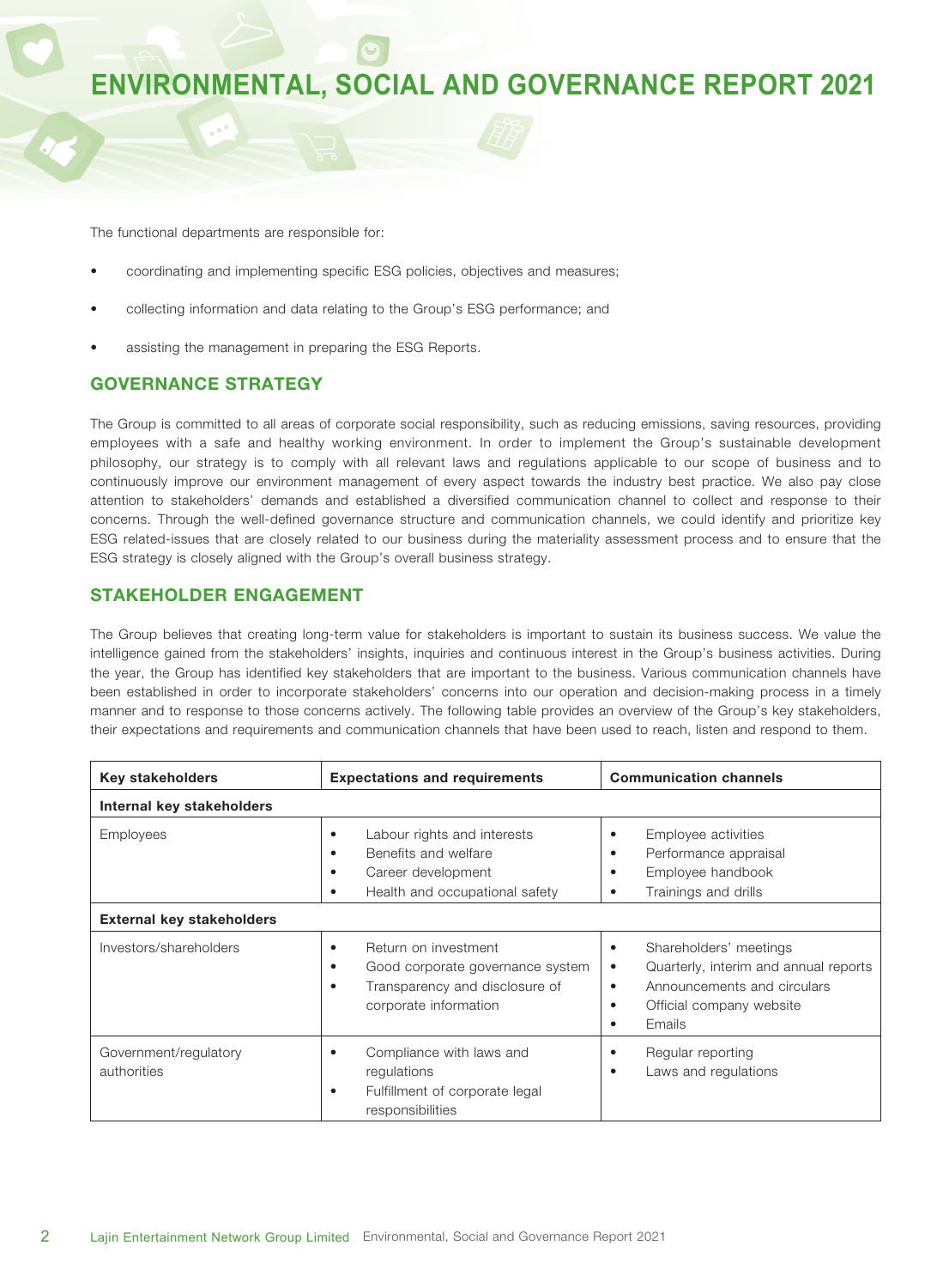The functional departments are responsible for:

- coordinating and implementing specific ESG policies, objectives and measures;
- collecting information and data relating to the Group's ESG performance; and
- assisting the management in preparing the ESG Reports.

## GOVERNANCE STRATEGY

The Group is committed to all areas of corporate social responsibility, such as reducing emissions, saving resources, providing employees with a safe and healthy working environment. In order to implement the Group's sustainable development philosophy, our strategy is to comply with all relevant laws and regulations applicable to our scope of business and to continuously improve our environment management of every aspect towards the industry best practice. We also pay close attention to stakeholders' demands and established a diversified communication channel to collect and response to their concerns. Through the well-defined governance structure and communication channels, we could identify and prioritize key ESG related-issues that are closely related to our business during the materiality assessment process and to ensure that the ESG strategy is closely aligned with the Group's overall business strategy.

## STAKEHOLDER ENGAGEMENT

The Group believes that creating long-term value for stakeholders is important to sustain its business success. We value the intelligence gained from the stakeholders' insights, inquiries and continuous interest in the Group's business activities. During the year, the Group has identified key stakeholders that are important to the business. Various communication channels have been established in order to incorporate stakeholders' concerns into our operation and decision-making process in a timely manner and to response to those concerns actively. The following table provides an overview of the Group's key stakeholders, their expectations and requirements and communication channels that have been used to reach, listen and respond to them.

| Key stakeholders | Expectations and requirements | Communication channels |
|---|---|---|
| **Internal key stakeholders** | | |
| Employees | • Labour rights and interests<br>• Benefits and welfare<br>• Career development<br>• Health and occupational safety | • Employee activities<br>• Performance appraisal<br>• Employee handbook<br>• Trainings and drills |
| **External key stakeholders** | | |
| Investors/shareholders | • Return on investment<br>• Good corporate governance system<br>• Transparency and disclosure of corporate information | • Shareholders' meetings<br>• Quarterly, interim and annual reports<br>• Announcements and circulars<br>• Official company website<br>• Emails |
| Government/regulatory authorities | • Compliance with laws and regulations<br>• Fulfillment of corporate legal responsibilities | • Regular reporting<br>• Laws and regulations |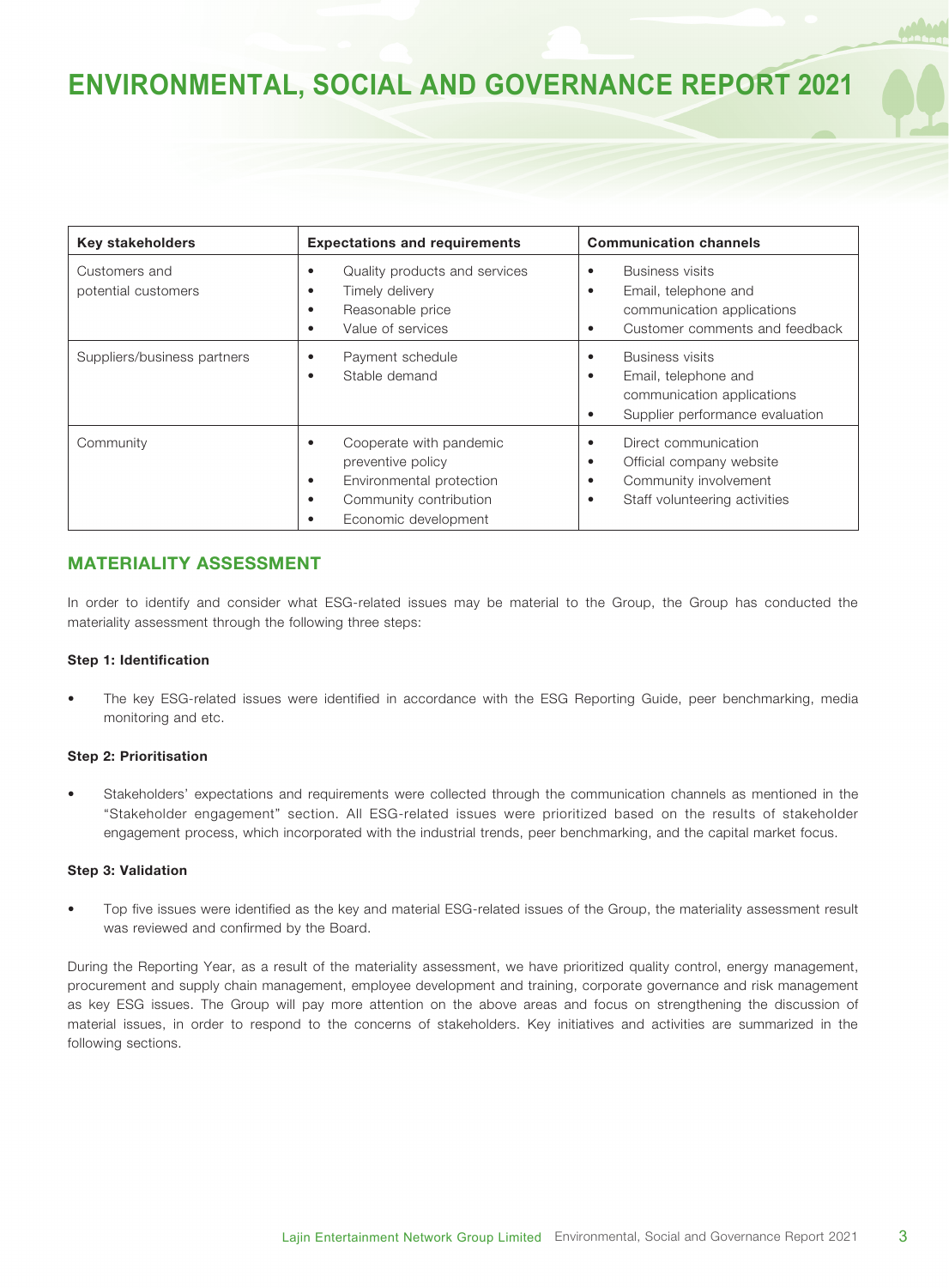| Key stakeholders | Expectations and requirements | Communication channels |
| --- | --- | --- |
| Customers and potential customers | • Quality products and services<br>• Timely delivery<br>• Reasonable price<br>• Value of services | • Business visits<br>• Email, telephone and communication applications<br>• Customer comments and feedback |
| Suppliers/business partners | • Payment schedule<br>• Stable demand | • Business visits<br>• Email, telephone and communication applications<br>• Supplier performance evaluation |
| Community | • Cooperate with pandemic preventive policy<br>• Environmental protection<br>• Community contribution<br>• Economic development | • Direct communication<br>• Official company website<br>• Community involvement<br>• Staff volunteering activities |

## MATERIALITY ASSESSMENT

In order to identify and consider what ESG-related issues may be material to the Group, the Group has conducted the materiality assessment through the following three steps:

**Step 1: Identification**

- The key ESG-related issues were identified in accordance with the ESG Reporting Guide, peer benchmarking, media monitoring and etc.

**Step 2: Prioritisation**

- Stakeholders' expectations and requirements were collected through the communication channels as mentioned in the "Stakeholder engagement" section. All ESG-related issues were prioritized based on the results of stakeholder engagement process, which incorporated with the industrial trends, peer benchmarking, and the capital market focus.

**Step 3: Validation**

- Top five issues were identified as the key and material ESG-related issues of the Group, the materiality assessment result was reviewed and confirmed by the Board.

During the Reporting Year, as a result of the materiality assessment, we have prioritized quality control, energy management, procurement and supply chain management, employee development and training, corporate governance and risk management as key ESG issues. The Group will pay more attention on the above areas and focus on strengthening the discussion of material issues, in order to respond to the concerns of stakeholders. Key initiatives and activities are summarized in the following sections.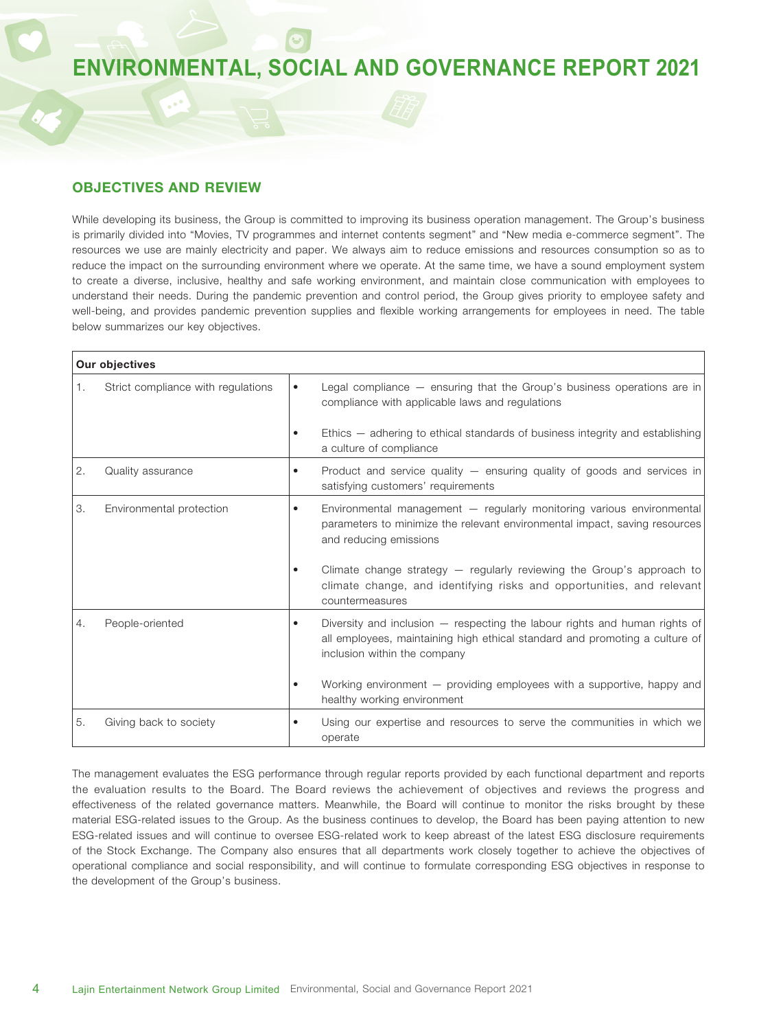## OBJECTIVES AND REVIEW

While developing its business, the Group is committed to improving its business operation management. The Group's business is primarily divided into "Movies, TV programmes and internet contents segment" and "New media e-commerce segment". The resources we use are mainly electricity and paper. We always aim to reduce emissions and resources consumption so as to reduce the impact on the surrounding environment where we operate. At the same time, we have a sound employment system to create a diverse, inclusive, healthy and safe working environment, and maintain close communication with employees to understand their needs. During the pandemic prevention and control period, the Group gives priority to employee safety and well-being, and provides pandemic prevention supplies and flexible working arrangements for employees in need. The table below summarizes our key objectives.

| Our objectives | | |
|---|---|---|
| 1. | Strict compliance with regulations | • Legal compliance — ensuring that the Group's business operations are in compliance with applicable laws and regulations<br>• Ethics — adhering to ethical standards of business integrity and establishing a culture of compliance |
| 2. | Quality assurance | • Product and service quality — ensuring quality of goods and services in satisfying customers' requirements |
| 3. | Environmental protection | • Environmental management — regularly monitoring various environmental parameters to minimize the relevant environmental impact, saving resources and reducing emissions<br>• Climate change strategy — regularly reviewing the Group's approach to climate change, and identifying risks and opportunities, and relevant countermeasures |
| 4. | People-oriented | • Diversity and inclusion — respecting the labour rights and human rights of all employees, maintaining high ethical standard and promoting a culture of inclusion within the company<br>• Working environment — providing employees with a supportive, happy and healthy working environment |
| 5. | Giving back to society | • Using our expertise and resources to serve the communities in which we operate |

The management evaluates the ESG performance through regular reports provided by each functional department and reports the evaluation results to the Board. The Board reviews the achievement of objectives and reviews the progress and effectiveness of the related governance matters. Meanwhile, the Board will continue to monitor the risks brought by these material ESG-related issues to the Group. As the business continues to develop, the Board has been paying attention to new ESG-related issues and will continue to oversee ESG-related work to keep abreast of the latest ESG disclosure requirements of the Stock Exchange. The Company also ensures that all departments work closely together to achieve the objectives of operational compliance and social responsibility, and will continue to formulate corresponding ESG objectives in response to the development of the Group's business.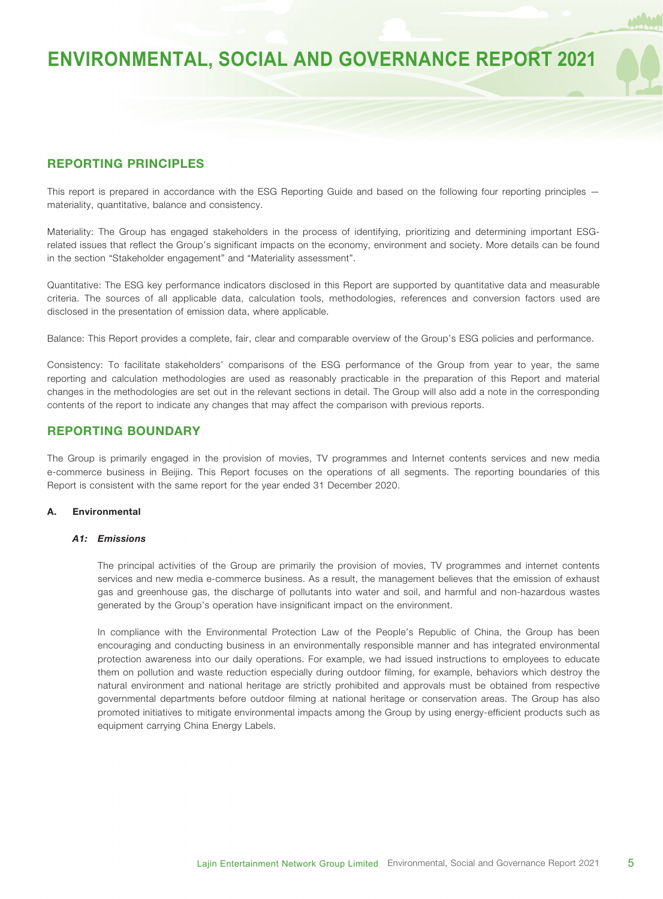## REPORTING PRINCIPLES

This report is prepared in accordance with the ESG Reporting Guide and based on the following four reporting principles — materiality, quantitative, balance and consistency.

Materiality: The Group has engaged stakeholders in the process of identifying, prioritizing and determining important ESG-related issues that reflect the Group's significant impacts on the economy, environment and society. More details can be found in the section "Stakeholder engagement" and "Materiality assessment".

Quantitative: The ESG key performance indicators disclosed in this Report are supported by quantitative data and measurable criteria. The sources of all applicable data, calculation tools, methodologies, references and conversion factors used are disclosed in the presentation of emission data, where applicable.

Balance: This Report provides a complete, fair, clear and comparable overview of the Group's ESG policies and performance.

Consistency: To facilitate stakeholders' comparisons of the ESG performance of the Group from year to year, the same reporting and calculation methodologies are used as reasonably practicable in the preparation of this Report and material changes in the methodologies are set out in the relevant sections in detail. The Group will also add a note in the corresponding contents of the report to indicate any changes that may affect the comparison with previous reports.

## REPORTING BOUNDARY

The Group is primarily engaged in the provision of movies, TV programmes and Internet contents services and new media e-commerce business in Beijing. This Report focuses on the operations of all segments. The reporting boundaries of this Report is consistent with the same report for the year ended 31 December 2020.

### A. Environmental

#### *A1: Emissions*

The principal activities of the Group are primarily the provision of movies, TV programmes and internet contents services and new media e-commerce business. As a result, the management believes that the emission of exhaust gas and greenhouse gas, the discharge of pollutants into water and soil, and harmful and non-hazardous wastes generated by the Group's operation have insignificant impact on the environment.

In compliance with the Environmental Protection Law of the People's Republic of China, the Group has been encouraging and conducting business in an environmentally responsible manner and has integrated environmental protection awareness into our daily operations. For example, we had issued instructions to employees to educate them on pollution and waste reduction especially during outdoor filming, for example, behaviors which destroy the natural environment and national heritage are strictly prohibited and approvals must be obtained from respective governmental departments before outdoor filming at national heritage or conservation areas. The Group has also promoted initiatives to mitigate environmental impacts among the Group by using energy-efficient products such as equipment carrying China Energy Labels.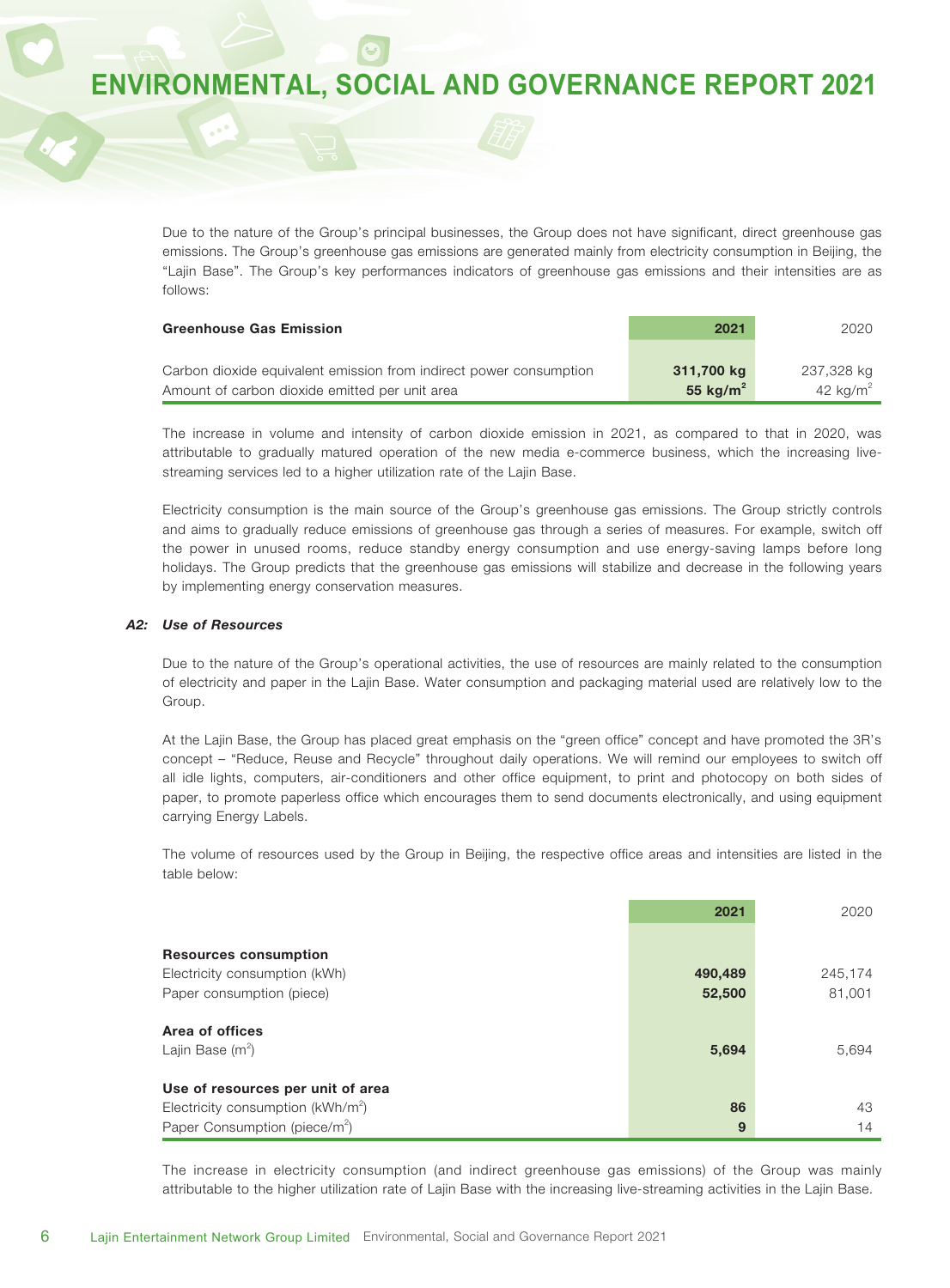Due to the nature of the Group's principal businesses, the Group does not have significant, direct greenhouse gas emissions. The Group's greenhouse gas emissions are generated mainly from electricity consumption in Beijing, the "Lajin Base". The Group's key performances indicators of greenhouse gas emissions and their intensities are as follows:

| Greenhouse Gas Emission | 2021 | 2020 |
|---|---|---|
| Carbon dioxide equivalent emission from indirect power consumption | **311,700 kg** | 237,328 kg |
| Amount of carbon dioxide emitted per unit area | **55 kg/m$^2$** | 42 kg/m$^2$ |

The increase in volume and intensity of carbon dioxide emission in 2021, as compared to that in 2020, was attributable to gradually matured operation of the new media e-commerce business, which the increasing live-streaming services led to a higher utilization rate of the Lajin Base.

Electricity consumption is the main source of the Group's greenhouse gas emissions. The Group strictly controls and aims to gradually reduce emissions of greenhouse gas through a series of measures. For example, switch off the power in unused rooms, reduce standby energy consumption and use energy-saving lamps before long holidays. The Group predicts that the greenhouse gas emissions will stabilize and decrease in the following years by implementing energy conservation measures.

### *A2: Use of Resources*

Due to the nature of the Group's operational activities, the use of resources are mainly related to the consumption of electricity and paper in the Lajin Base. Water consumption and packaging material used are relatively low to the Group.

At the Lajin Base, the Group has placed great emphasis on the "green office" concept and have promoted the 3R's concept – "Reduce, Reuse and Recycle" throughout daily operations. We will remind our employees to switch off all idle lights, computers, air-conditioners and other office equipment, to print and photocopy on both sides of paper, to promote paperless office which encourages them to send documents electronically, and using equipment carrying Energy Labels.

The volume of resources used by the Group in Beijing, the respective office areas and intensities are listed in the table below:

| | 2021 | 2020 |
|---|---|---|
| **Resources consumption** | | |
| Electricity consumption (kWh) | **490,489** | 245,174 |
| Paper consumption (piece) | **52,500** | 81,001 |
| **Area of offices** | | |
| Lajin Base (m$^2$) | **5,694** | 5,694 |
| **Use of resources per unit of area** | | |
| Electricity consumption (kWh/m$^2$) | **86** | 43 |
| Paper Consumption (piece/m$^2$) | **9** | 14 |

The increase in electricity consumption (and indirect greenhouse gas emissions) of the Group was mainly attributable to the higher utilization rate of Lajin Base with the increasing live-streaming activities in the Lajin Base.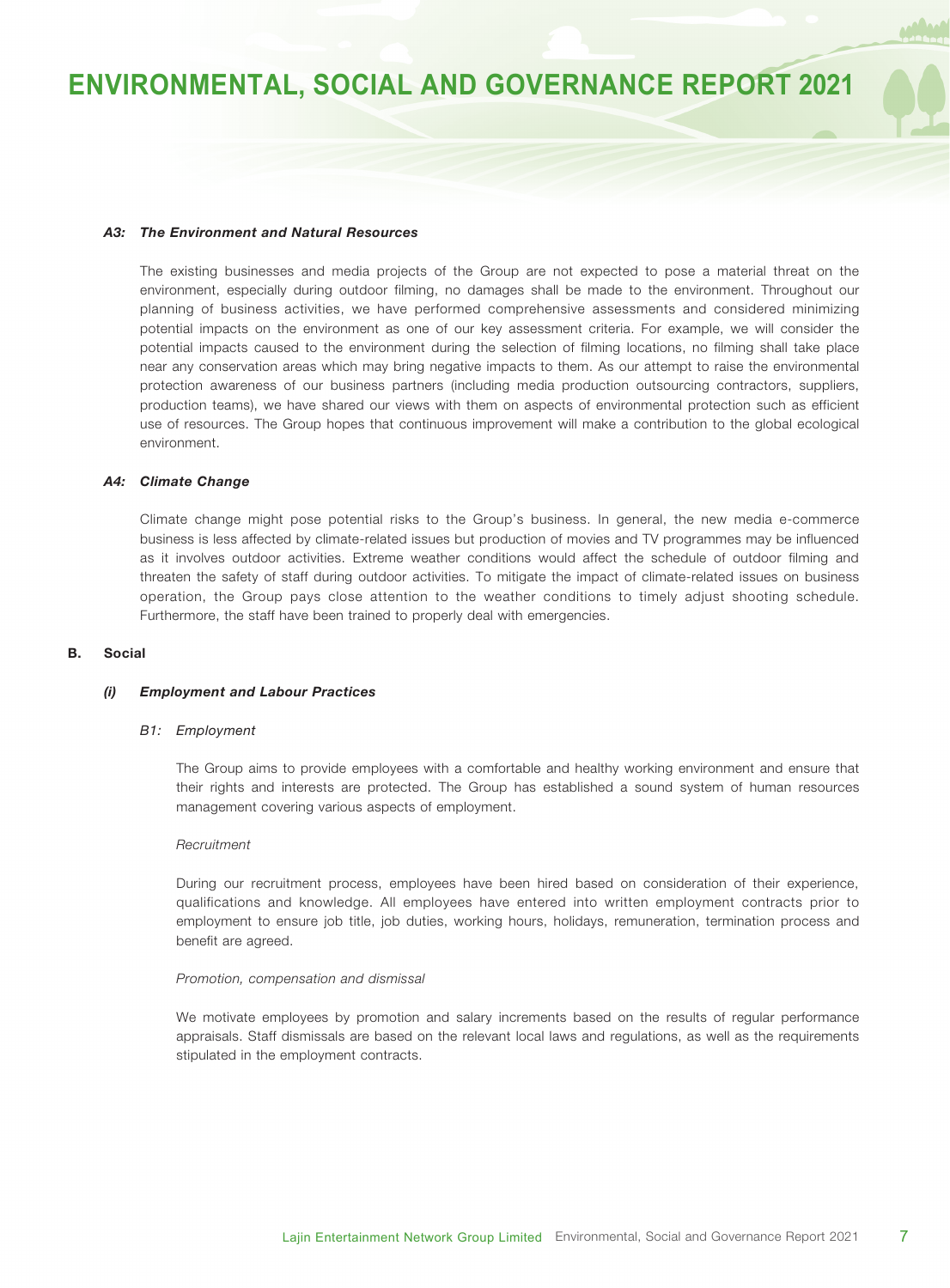#### *A3: The Environment and Natural Resources*

The existing businesses and media projects of the Group are not expected to pose a material threat on the environment, especially during outdoor filming, no damages shall be made to the environment. Throughout our planning of business activities, we have performed comprehensive assessments and considered minimizing potential impacts on the environment as one of our key assessment criteria. For example, we will consider the potential impacts caused to the environment during the selection of filming locations, no filming shall take place near any conservation areas which may bring negative impacts to them. As our attempt to raise the environmental protection awareness of our business partners (including media production outsourcing contractors, suppliers, production teams), we have shared our views with them on aspects of environmental protection such as efficient use of resources. The Group hopes that continuous improvement will make a contribution to the global ecological environment.

#### *A4: Climate Change*

Climate change might pose potential risks to the Group's business. In general, the new media e-commerce business is less affected by climate-related issues but production of movies and TV programmes may be influenced as it involves outdoor activities. Extreme weather conditions would affect the schedule of outdoor filming and threaten the safety of staff during outdoor activities. To mitigate the impact of climate-related issues on business operation, the Group pays close attention to the weather conditions to timely adjust shooting schedule. Furthermore, the staff have been trained to properly deal with emergencies.

## B. Social

### *(i) Employment and Labour Practices*

#### *B1: Employment*

The Group aims to provide employees with a comfortable and healthy working environment and ensure that their rights and interests are protected. The Group has established a sound system of human resources management covering various aspects of employment.

*Recruitment*

During our recruitment process, employees have been hired based on consideration of their experience, qualifications and knowledge. All employees have entered into written employment contracts prior to employment to ensure job title, job duties, working hours, holidays, remuneration, termination process and benefit are agreed.

*Promotion, compensation and dismissal*

We motivate employees by promotion and salary increments based on the results of regular performance appraisals. Staff dismissals are based on the relevant local laws and regulations, as well as the requirements stipulated in the employment contracts.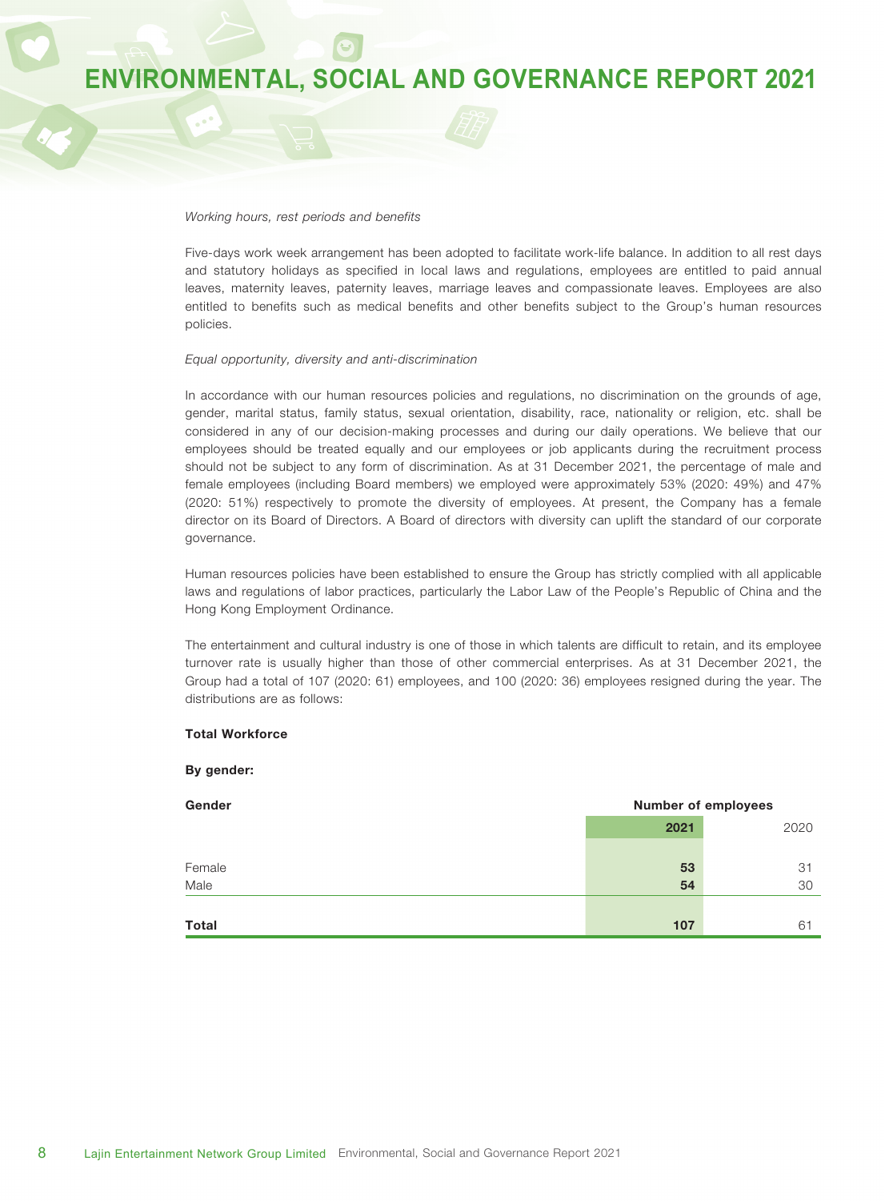*Working hours, rest periods and benefits*

Five-days work week arrangement has been adopted to facilitate work-life balance. In addition to all rest days and statutory holidays as specified in local laws and regulations, employees are entitled to paid annual leaves, maternity leaves, paternity leaves, marriage leaves and compassionate leaves. Employees are also entitled to benefits such as medical benefits and other benefits subject to the Group's human resources policies.

*Equal opportunity, diversity and anti-discrimination*

In accordance with our human resources policies and regulations, no discrimination on the grounds of age, gender, marital status, family status, sexual orientation, disability, race, nationality or religion, etc. shall be considered in any of our decision-making processes and during our daily operations. We believe that our employees should be treated equally and our employees or job applicants during the recruitment process should not be subject to any form of discrimination. As at 31 December 2021, the percentage of male and female employees (including Board members) we employed were approximately 53% (2020: 49%) and 47% (2020: 51%) respectively to promote the diversity of employees. At present, the Company has a female director on its Board of Directors. A Board of directors with diversity can uplift the standard of our corporate governance.

Human resources policies have been established to ensure the Group has strictly complied with all applicable laws and regulations of labor practices, particularly the Labor Law of the People's Republic of China and the Hong Kong Employment Ordinance.

The entertainment and cultural industry is one of those in which talents are difficult to retain, and its employee turnover rate is usually higher than those of other commercial enterprises. As at 31 December 2021, the Group had a total of 107 (2020: 61) employees, and 100 (2020: 36) employees resigned during the year. The distributions are as follows:

**Total Workforce**

**By gender:**

| **Gender** | **Number of employees** | |
|---|---|---|
| | **2021** | 2020 |
| Female | **53** | 31 |
| Male | **54** | 30 |
| **Total** | **107** | 61 |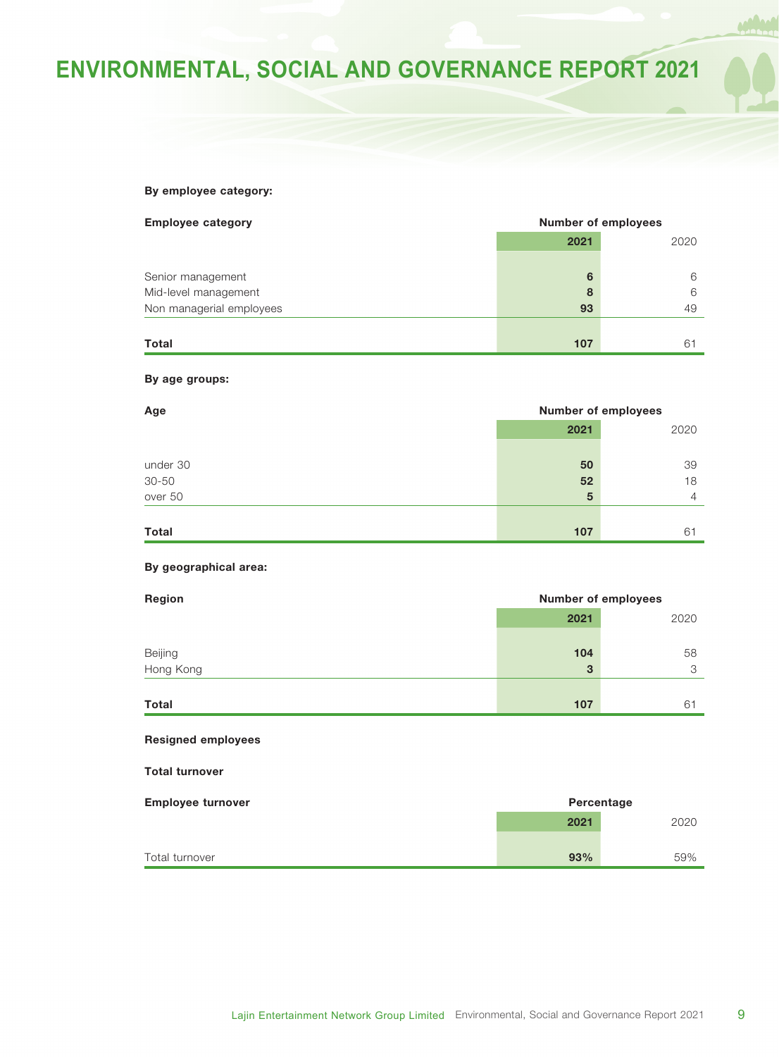**By employee category:**

| Employee category | Number of employees | |
|---|---|---|
| | **2021** | 2020 |
| Senior management | **6** | 6 |
| Mid-level management | **8** | 6 |
| Non managerial employees | **93** | 49 |
| **Total** | **107** | 61 |

**By age groups:**

| Age | Number of employees | |
|---|---|---|
| | **2021** | 2020 |
| under 30 | **50** | 39 |
| 30-50 | **52** | 18 |
| over 50 | **5** | 4 |
| **Total** | **107** | 61 |

**By geographical area:**

| Region | Number of employees | |
|---|---|---|
| | **2021** | 2020 |
| Beijing | **104** | 58 |
| Hong Kong | **3** | 3 |
| **Total** | **107** | 61 |

**Resigned employees**

**Total turnover**

| Employee turnover | Percentage | |
|---|---|---|
| | **2021** | 2020 |
| Total turnover | **93%** | 59% |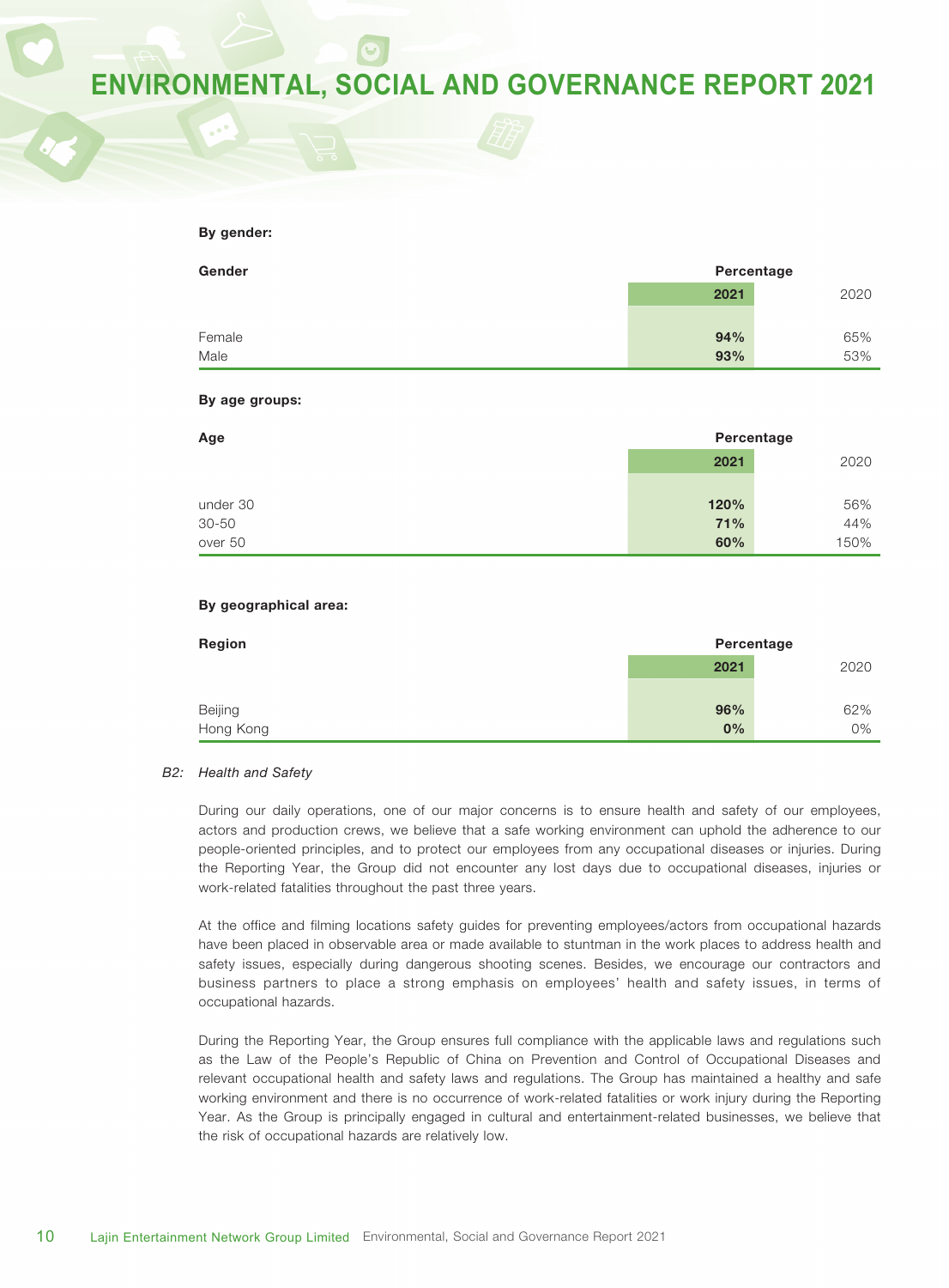**By gender:**

| Gender | Percentage | |
|---|---|---|
| | **2021** | 2020 |
| Female | **94%** | 65% |
| Male | **93%** | 53% |

**By age groups:**

| Age | Percentage | |
|---|---|---|
| | **2021** | 2020 |
| under 30 | **120%** | 56% |
| 30-50 | **71%** | 44% |
| over 50 | **60%** | 150% |

**By geographical area:**

| Region | Percentage | |
|---|---|---|
| | **2021** | 2020 |
| Beijing | **96%** | 62% |
| Hong Kong | **0%** | 0% |

*B2: Health and Safety*

During our daily operations, one of our major concerns is to ensure health and safety of our employees, actors and production crews, we believe that a safe working environment can uphold the adherence to our people-oriented principles, and to protect our employees from any occupational diseases or injuries. During the Reporting Year, the Group did not encounter any lost days due to occupational diseases, injuries or work-related fatalities throughout the past three years.

At the office and filming locations safety guides for preventing employees/actors from occupational hazards have been placed in observable area or made available to stuntman in the work places to address health and safety issues, especially during dangerous shooting scenes. Besides, we encourage our contractors and business partners to place a strong emphasis on employees' health and safety issues, in terms of occupational hazards.

During the Reporting Year, the Group ensures full compliance with the applicable laws and regulations such as the Law of the People's Republic of China on Prevention and Control of Occupational Diseases and relevant occupational health and safety laws and regulations. The Group has maintained a healthy and safe working environment and there is no occurrence of work-related fatalities or work injury during the Reporting Year. As the Group is principally engaged in cultural and entertainment-related businesses, we believe that the risk of occupational hazards are relatively low.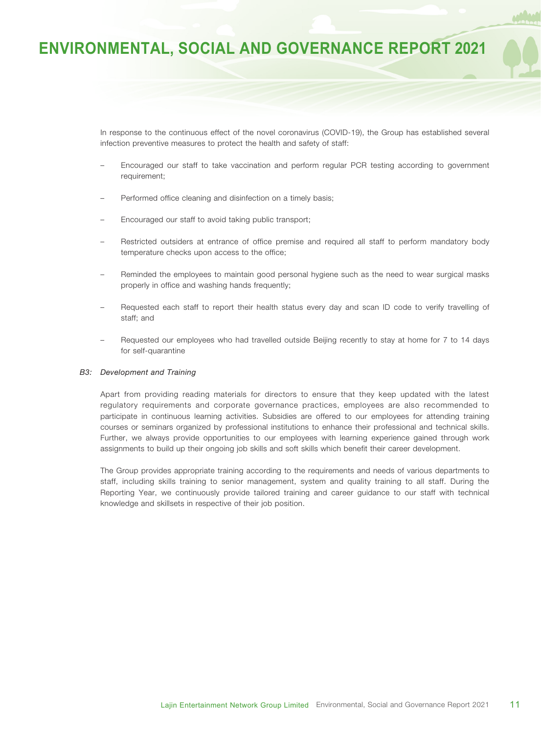In response to the continuous effect of the novel coronavirus (COVID-19), the Group has established several infection preventive measures to protect the health and safety of staff:

- Encouraged our staff to take vaccination and perform regular PCR testing according to government requirement;
- Performed office cleaning and disinfection on a timely basis;
- Encouraged our staff to avoid taking public transport;
- Restricted outsiders at entrance of office premise and required all staff to perform mandatory body temperature checks upon access to the office;
- Reminded the employees to maintain good personal hygiene such as the need to wear surgical masks properly in office and washing hands frequently;
- Requested each staff to report their health status every day and scan ID code to verify travelling of staff; and
- Requested our employees who had travelled outside Beijing recently to stay at home for 7 to 14 days for self-quarantine

### *B3: Development and Training*

Apart from providing reading materials for directors to ensure that they keep updated with the latest regulatory requirements and corporate governance practices, employees are also recommended to participate in continuous learning activities. Subsidies are offered to our employees for attending training courses or seminars organized by professional institutions to enhance their professional and technical skills. Further, we always provide opportunities to our employees with learning experience gained through work assignments to build up their ongoing job skills and soft skills which benefit their career development.

The Group provides appropriate training according to the requirements and needs of various departments to staff, including skills training to senior management, system and quality training to all staff. During the Reporting Year, we continuously provide tailored training and career guidance to our staff with technical knowledge and skillsets in respective of their job position.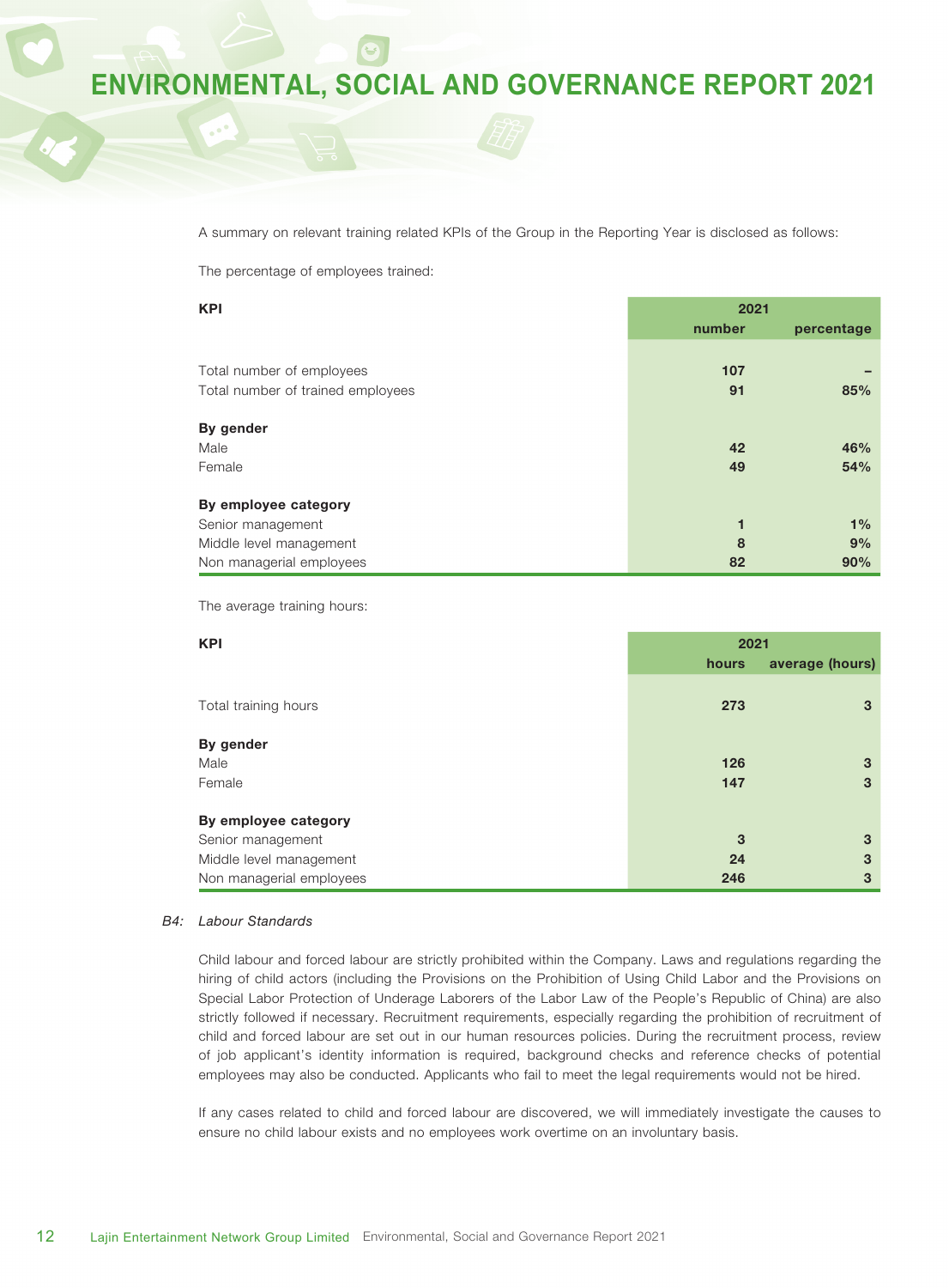A summary on relevant training related KPIs of the Group in the Reporting Year is disclosed as follows:

The percentage of employees trained:

| KPI | 2021 | |
|---|---|---|
| | number | percentage |
| Total number of employees | 107 | – |
| Total number of trained employees | 91 | 85% |
| **By gender** | | |
| Male | 42 | 46% |
| Female | 49 | 54% |
| **By employee category** | | |
| Senior management | 1 | 1% |
| Middle level management | 8 | 9% |
| Non managerial employees | 82 | 90% |

The average training hours:

| KPI | 2021 | |
|---|---|---|
| | hours | average (hours) |
| Total training hours | 273 | 3 |
| **By gender** | | |
| Male | 126 | 3 |
| Female | 147 | 3 |
| **By employee category** | | |
| Senior management | 3 | 3 |
| Middle level management | 24 | 3 |
| Non managerial employees | 246 | 3 |

*B4: Labour Standards*

Child labour and forced labour are strictly prohibited within the Company. Laws and regulations regarding the hiring of child actors (including the Provisions on the Prohibition of Using Child Labor and the Provisions on Special Labor Protection of Underage Laborers of the Labor Law of the People's Republic of China) are also strictly followed if necessary. Recruitment requirements, especially regarding the prohibition of recruitment of child and forced labour are set out in our human resources policies. During the recruitment process, review of job applicant's identity information is required, background checks and reference checks of potential employees may also be conducted. Applicants who fail to meet the legal requirements would not be hired.

If any cases related to child and forced labour are discovered, we will immediately investigate the causes to ensure no child labour exists and no employees work overtime on an involuntary basis.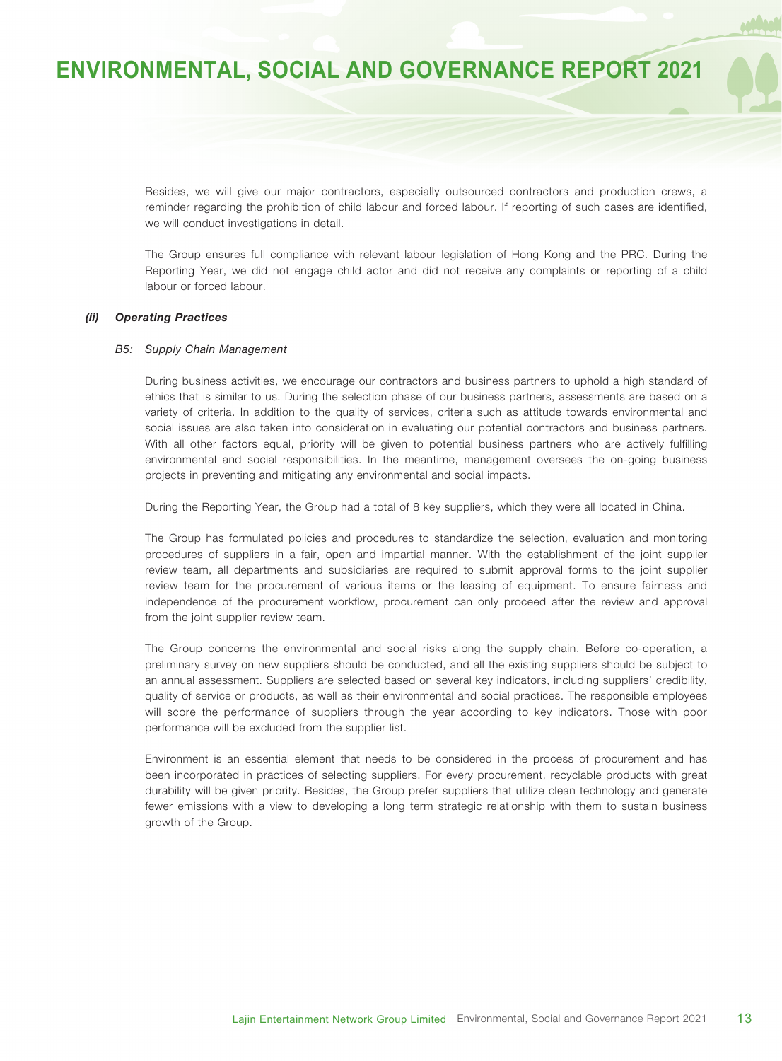Besides, we will give our major contractors, especially outsourced contractors and production crews, a reminder regarding the prohibition of child labour and forced labour. If reporting of such cases are identified, we will conduct investigations in detail.

The Group ensures full compliance with relevant labour legislation of Hong Kong and the PRC. During the Reporting Year, we did not engage child actor and did not receive any complaints or reporting of a child labour or forced labour.

### *(ii) Operating Practices*

#### *B5: Supply Chain Management*

During business activities, we encourage our contractors and business partners to uphold a high standard of ethics that is similar to us. During the selection phase of our business partners, assessments are based on a variety of criteria. In addition to the quality of services, criteria such as attitude towards environmental and social issues are also taken into consideration in evaluating our potential contractors and business partners. With all other factors equal, priority will be given to potential business partners who are actively fulfilling environmental and social responsibilities. In the meantime, management oversees the on-going business projects in preventing and mitigating any environmental and social impacts.

During the Reporting Year, the Group had a total of 8 key suppliers, which they were all located in China.

The Group has formulated policies and procedures to standardize the selection, evaluation and monitoring procedures of suppliers in a fair, open and impartial manner. With the establishment of the joint supplier review team, all departments and subsidiaries are required to submit approval forms to the joint supplier review team for the procurement of various items or the leasing of equipment. To ensure fairness and independence of the procurement workflow, procurement can only proceed after the review and approval from the joint supplier review team.

The Group concerns the environmental and social risks along the supply chain. Before co-operation, a preliminary survey on new suppliers should be conducted, and all the existing suppliers should be subject to an annual assessment. Suppliers are selected based on several key indicators, including suppliers' credibility, quality of service or products, as well as their environmental and social practices. The responsible employees will score the performance of suppliers through the year according to key indicators. Those with poor performance will be excluded from the supplier list.

Environment is an essential element that needs to be considered in the process of procurement and has been incorporated in practices of selecting suppliers. For every procurement, recyclable products with great durability will be given priority. Besides, the Group prefer suppliers that utilize clean technology and generate fewer emissions with a view to developing a long term strategic relationship with them to sustain business growth of the Group.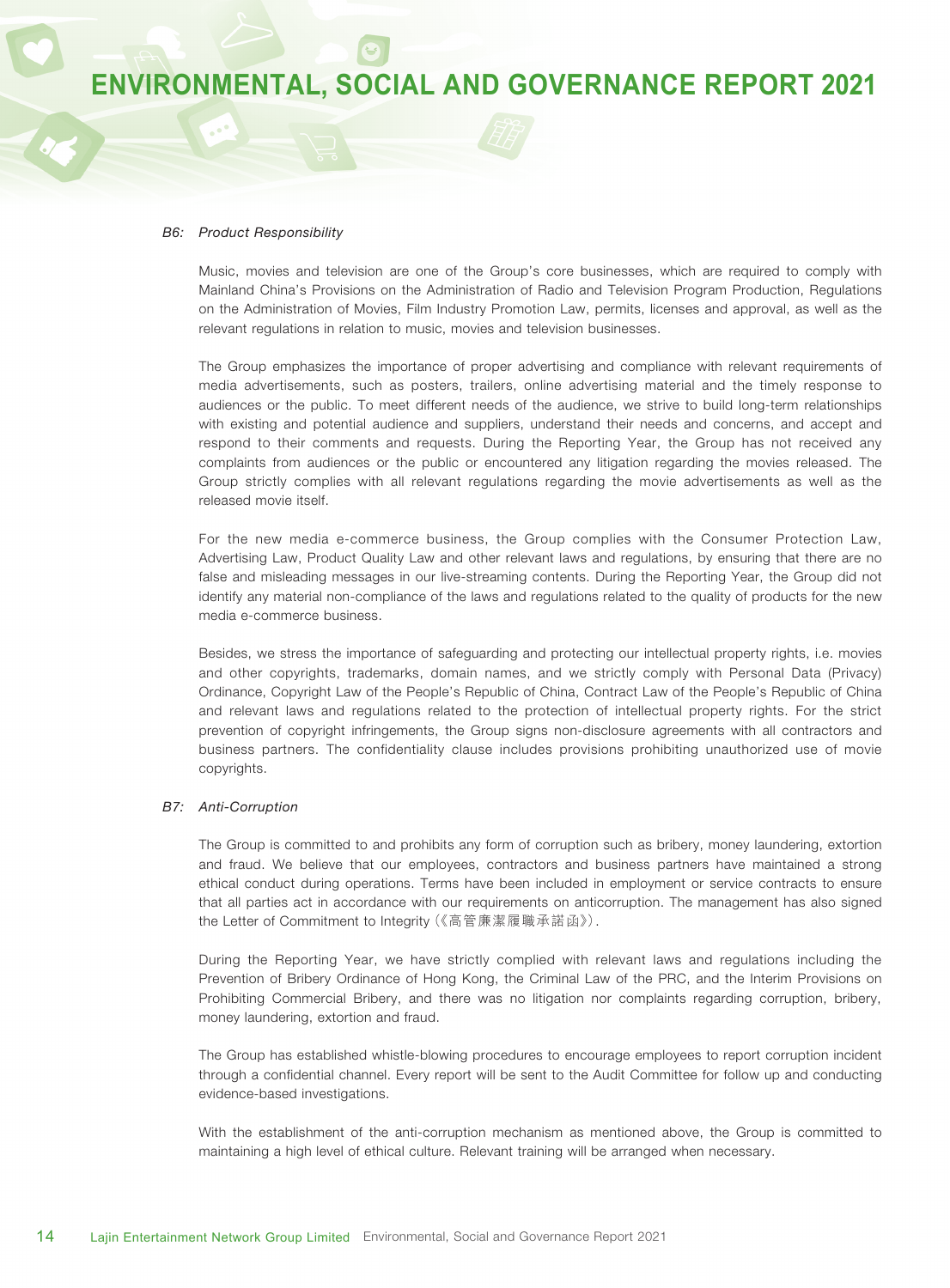### *B6: Product Responsibility*

Music, movies and television are one of the Group's core businesses, which are required to comply with Mainland China's Provisions on the Administration of Radio and Television Program Production, Regulations on the Administration of Movies, Film Industry Promotion Law, permits, licenses and approval, as well as the relevant regulations in relation to music, movies and television businesses.

The Group emphasizes the importance of proper advertising and compliance with relevant requirements of media advertisements, such as posters, trailers, online advertising material and the timely response to audiences or the public. To meet different needs of the audience, we strive to build long-term relationships with existing and potential audience and suppliers, understand their needs and concerns, and accept and respond to their comments and requests. During the Reporting Year, the Group has not received any complaints from audiences or the public or encountered any litigation regarding the movies released. The Group strictly complies with all relevant regulations regarding the movie advertisements as well as the released movie itself.

For the new media e-commerce business, the Group complies with the Consumer Protection Law, Advertising Law, Product Quality Law and other relevant laws and regulations, by ensuring that there are no false and misleading messages in our live-streaming contents. During the Reporting Year, the Group did not identify any material non-compliance of the laws and regulations related to the quality of products for the new media e-commerce business.

Besides, we stress the importance of safeguarding and protecting our intellectual property rights, i.e. movies and other copyrights, trademarks, domain names, and we strictly comply with Personal Data (Privacy) Ordinance, Copyright Law of the People's Republic of China, Contract Law of the People's Republic of China and relevant laws and regulations related to the protection of intellectual property rights. For the strict prevention of copyright infringements, the Group signs non-disclosure agreements with all contractors and business partners. The confidentiality clause includes provisions prohibiting unauthorized use of movie copyrights.

### *B7: Anti-Corruption*

The Group is committed to and prohibits any form of corruption such as bribery, money laundering, extortion and fraud. We believe that our employees, contractors and business partners have maintained a strong ethical conduct during operations. Terms have been included in employment or service contracts to ensure that all parties act in accordance with our requirements on anticorruption. The management has also signed the Letter of Commitment to Integrity (《高管廉潔履職承諾函》).

During the Reporting Year, we have strictly complied with relevant laws and regulations including the Prevention of Bribery Ordinance of Hong Kong, the Criminal Law of the PRC, and the Interim Provisions on Prohibiting Commercial Bribery, and there was no litigation nor complaints regarding corruption, bribery, money laundering, extortion and fraud.

The Group has established whistle-blowing procedures to encourage employees to report corruption incident through a confidential channel. Every report will be sent to the Audit Committee for follow up and conducting evidence-based investigations.

With the establishment of the anti-corruption mechanism as mentioned above, the Group is committed to maintaining a high level of ethical culture. Relevant training will be arranged when necessary.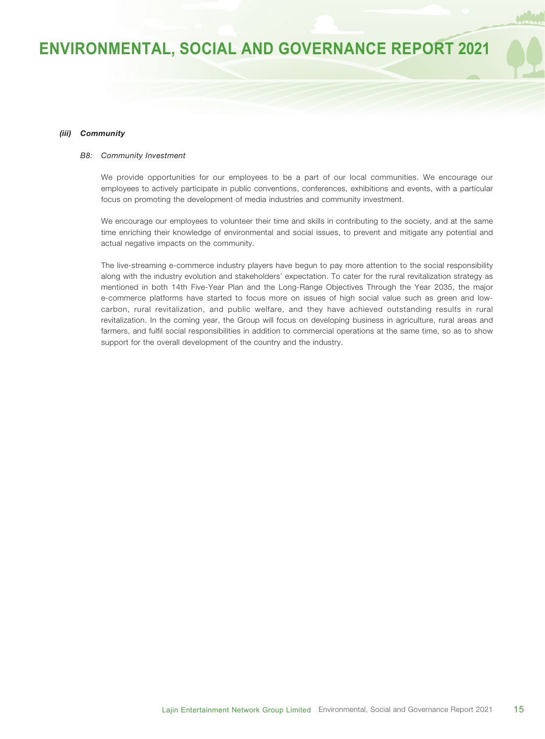### *(iii) Community*

*B8: Community Investment*

We provide opportunities for our employees to be a part of our local communities. We encourage our employees to actively participate in public conventions, conferences, exhibitions and events, with a particular focus on promoting the development of media industries and community investment.

We encourage our employees to volunteer their time and skills in contributing to the society, and at the same time enriching their knowledge of environmental and social issues, to prevent and mitigate any potential and actual negative impacts on the community.

The live-streaming e-commerce industry players have begun to pay more attention to the social responsibility along with the industry evolution and stakeholders' expectation. To cater for the rural revitalization strategy as mentioned in both 14th Five-Year Plan and the Long-Range Objectives Through the Year 2035, the major e-commerce platforms have started to focus more on issues of high social value such as green and low-carbon, rural revitalization, and public welfare, and they have achieved outstanding results in rural revitalization. In the coming year, the Group will focus on developing business in agriculture, rural areas and farmers, and fulfil social responsibilities in addition to commercial operations at the same time, so as to show support for the overall development of the country and the industry.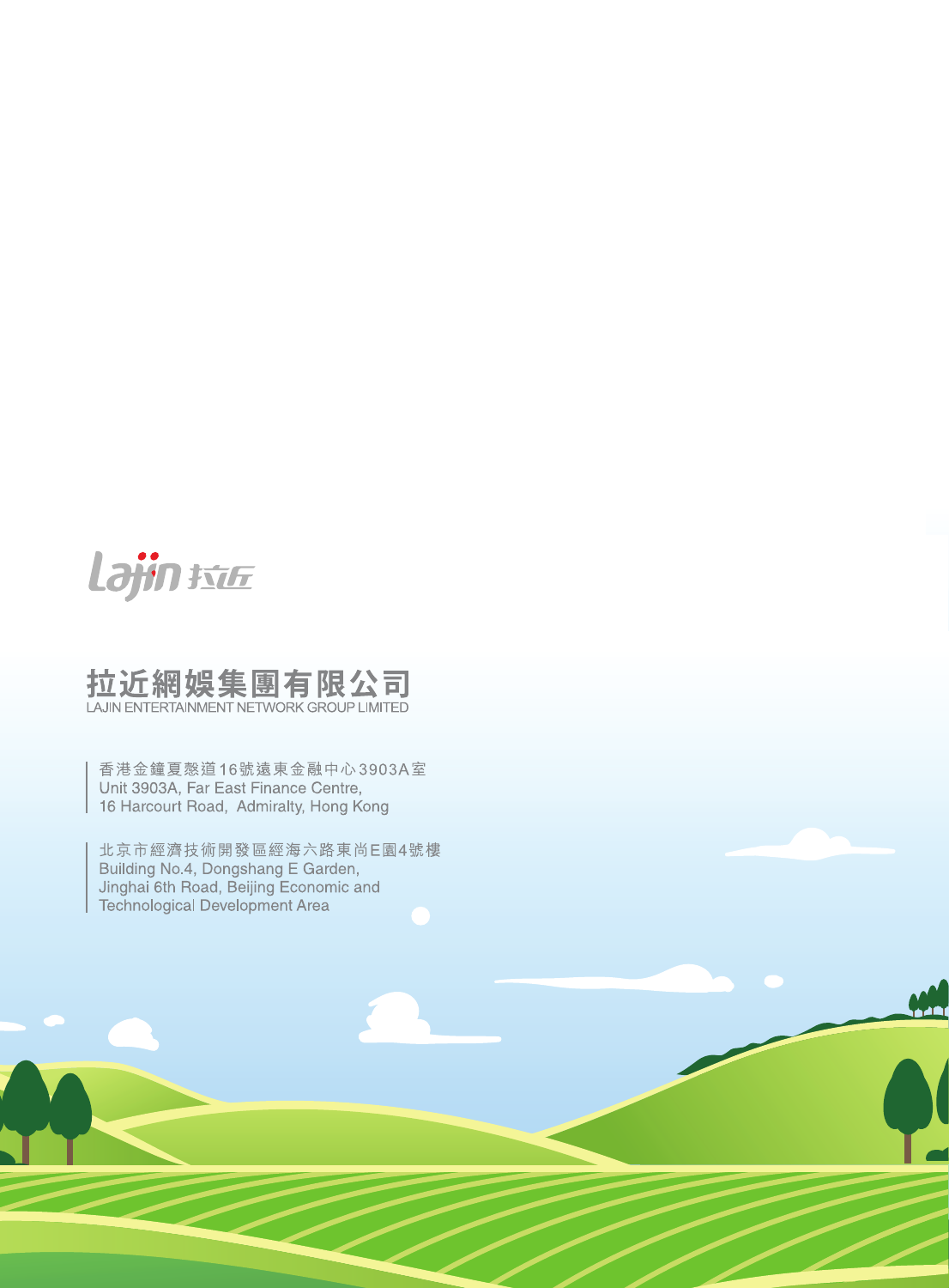lajin 拉近

**拉近網娛集團有限公司**
LAJIN ENTERTAINMENT NETWORK GROUP LIMITED

香港金鐘夏慤道16號遠東金融中心3903A室
Unit 3903A, Far East Finance Centre,
16 Harcourt Road, Admiralty, Hong Kong

北京市經濟技術開發區經海六路東尚E園4號樓
Building No.4, Dongshang E Garden,
Jinghai 6th Road, Beijing Economic and
Technological Development Area